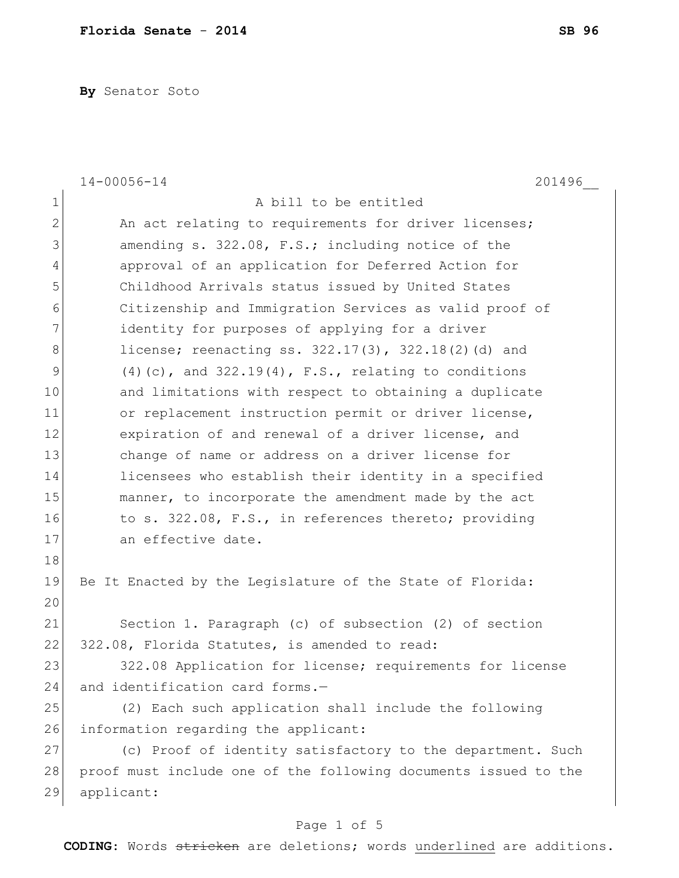**Florida Senate - 2014** **SB 96**

**By** Senator Soto

14-00056-14 201496__

A bill to be entitled

An act relating to requirements for driver licenses; amending s. 322.08, F.S.; including notice of the approval of an application for Deferred Action for Childhood Arrivals status issued by United States Citizenship and Immigration Services as valid proof of identity for purposes of applying for a driver license; reenacting ss. 322.17(3), 322.18(2)(d) and (4)(c), and 322.19(4), F.S., relating to conditions and limitations with respect to obtaining a duplicate or replacement instruction permit or driver license, expiration of and renewal of a driver license, and change of name or address on a driver license for licensees who establish their identity in a specified manner, to incorporate the amendment made by the act to s. 322.08, F.S., in references thereto; providing an effective date.

Be It Enacted by the Legislature of the State of Florida:

Section 1. Paragraph (c) of subsection (2) of section 322.08, Florida Statutes, is amended to read:

322.08 Application for license; requirements for license and identification card forms.—

(2) Each such application shall include the following information regarding the applicant:

(c) Proof of identity satisfactory to the department. Such proof must include one of the following documents issued to the applicant:

**CODING:** Words ~~stricken~~ are deletions; words <u>underlined</u> are additions.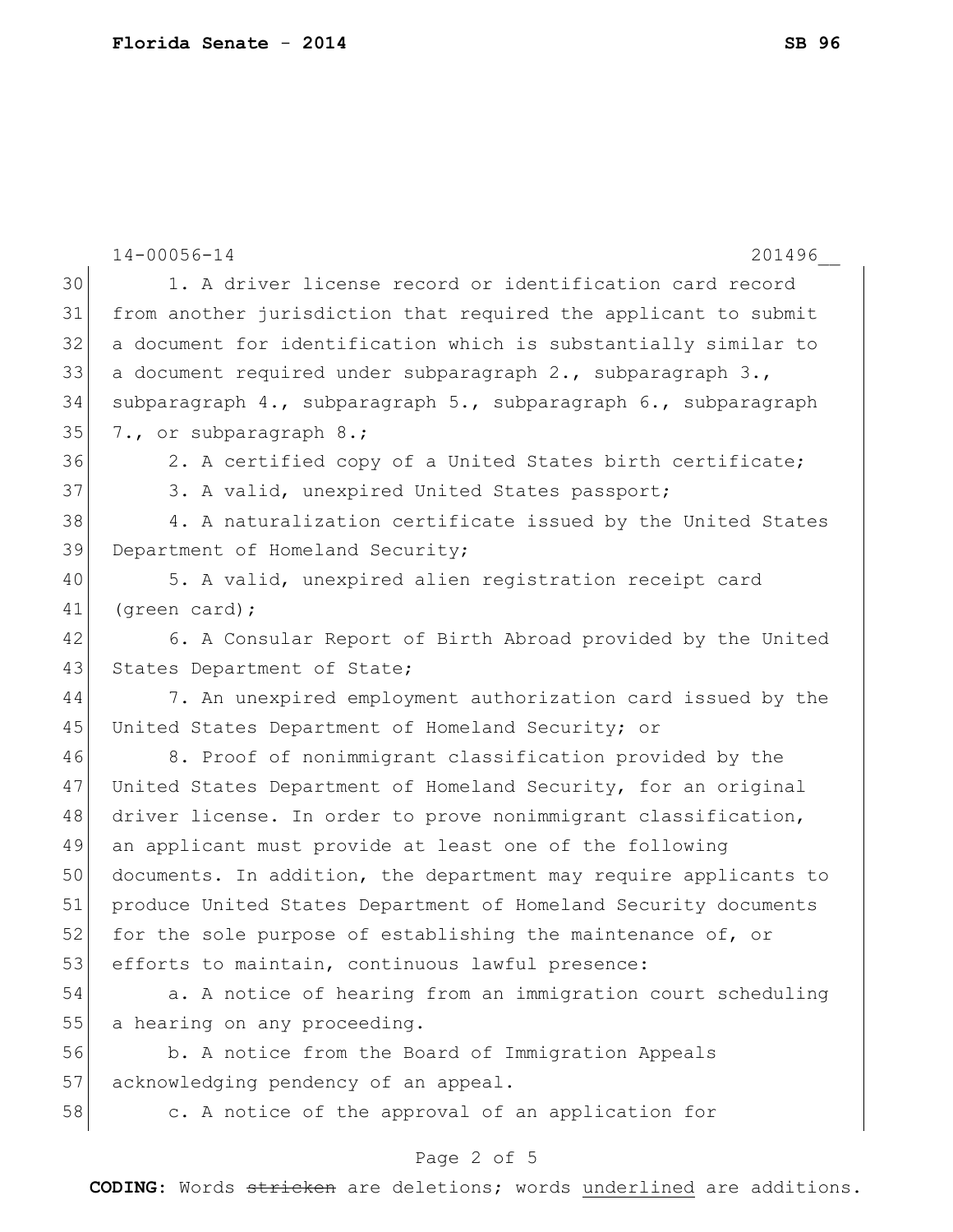1. A driver license record or identification card record from another jurisdiction that required the applicant to submit a document for identification which is substantially similar to a document required under subparagraph 2., subparagraph 3., subparagraph 4., subparagraph 5., subparagraph 6., subparagraph 7., or subparagraph 8.;

2. A certified copy of a United States birth certificate;

3. A valid, unexpired United States passport;

4. A naturalization certificate issued by the United States Department of Homeland Security;

5. A valid, unexpired alien registration receipt card (green card);

6. A Consular Report of Birth Abroad provided by the United States Department of State;

7. An unexpired employment authorization card issued by the United States Department of Homeland Security; or

8. Proof of nonimmigrant classification provided by the United States Department of Homeland Security, for an original driver license. In order to prove nonimmigrant classification, an applicant must provide at least one of the following documents. In addition, the department may require applicants to produce United States Department of Homeland Security documents for the sole purpose of establishing the maintenance of, or efforts to maintain, continuous lawful presence:

a. A notice of hearing from an immigration court scheduling a hearing on any proceeding.

b. A notice from the Board of Immigration Appeals acknowledging pendency of an appeal.

c. A notice of the approval of an application for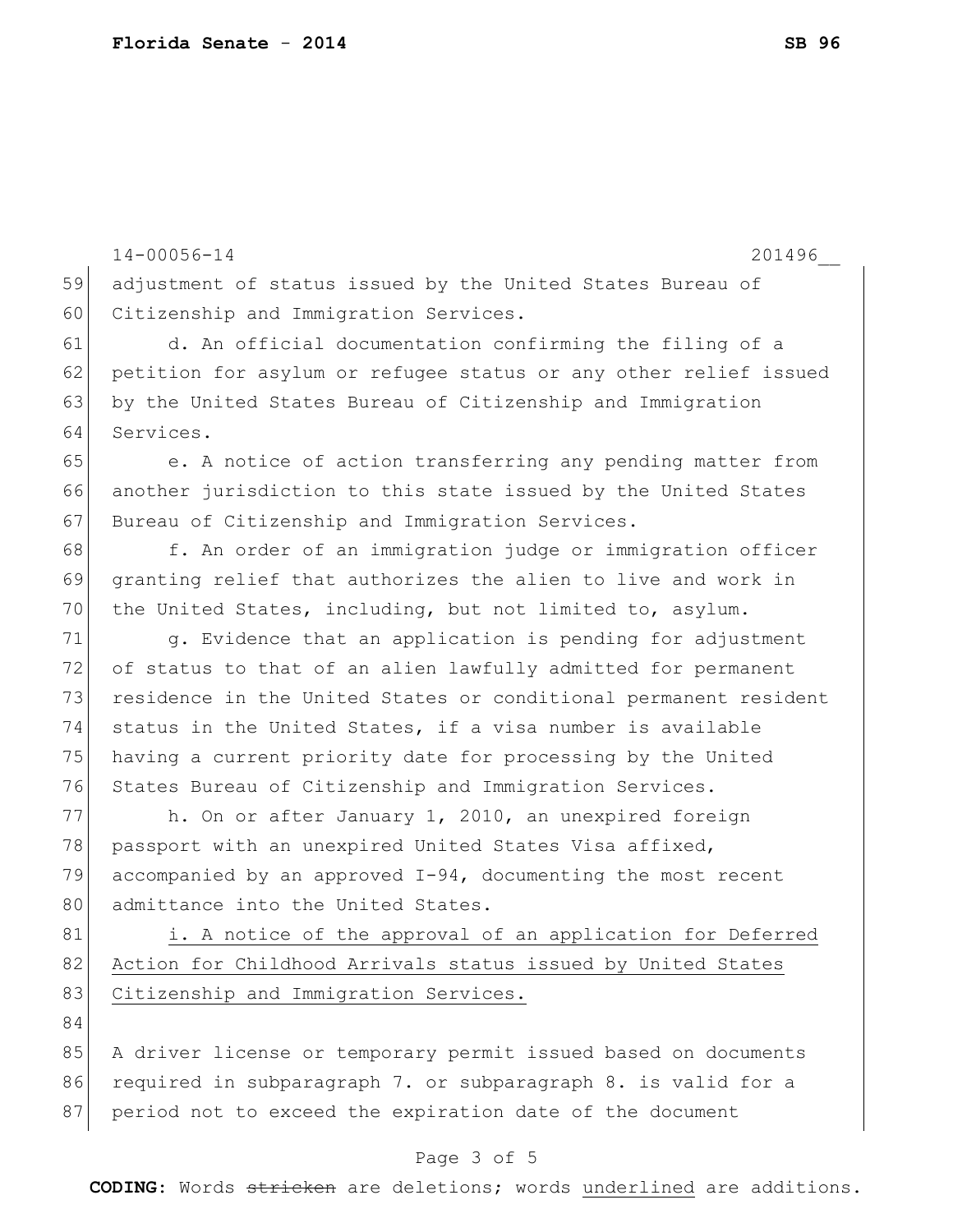adjustment of status issued by the United States Bureau of Citizenship and Immigration Services.

d. An official documentation confirming the filing of a petition for asylum or refugee status or any other relief issued by the United States Bureau of Citizenship and Immigration Services.

e. A notice of action transferring any pending matter from another jurisdiction to this state issued by the United States Bureau of Citizenship and Immigration Services.

f. An order of an immigration judge or immigration officer granting relief that authorizes the alien to live and work in the United States, including, but not limited to, asylum.

g. Evidence that an application is pending for adjustment of status to that of an alien lawfully admitted for permanent residence in the United States or conditional permanent resident status in the United States, if a visa number is available having a current priority date for processing by the United States Bureau of Citizenship and Immigration Services.

h. On or after January 1, 2010, an unexpired foreign passport with an unexpired United States Visa affixed, accompanied by an approved I-94, documenting the most recent admittance into the United States.

<u>i. A notice of the approval of an application for Deferred Action for Childhood Arrivals status issued by United States Citizenship and Immigration Services.</u>

A driver license or temporary permit issued based on documents required in subparagraph 7. or subparagraph 8. is valid for a period not to exceed the expiration date of the document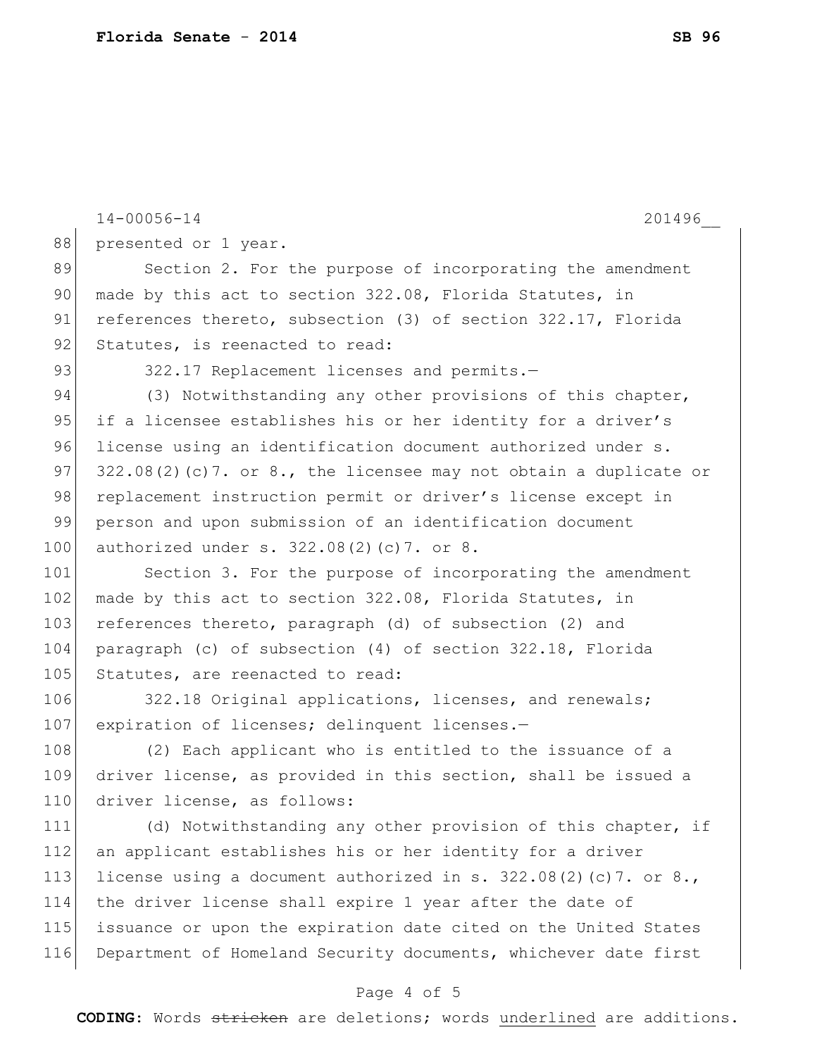presented or 1 year.

Section 2. For the purpose of incorporating the amendment made by this act to section 322.08, Florida Statutes, in references thereto, subsection (3) of section 322.17, Florida Statutes, is reenacted to read:

322.17 Replacement licenses and permits.—

(3) Notwithstanding any other provisions of this chapter, if a licensee establishes his or her identity for a driver's license using an identification document authorized under s. 322.08(2)(c)7. or 8., the licensee may not obtain a duplicate or replacement instruction permit or driver's license except in person and upon submission of an identification document authorized under s. 322.08(2)(c)7. or 8.

Section 3. For the purpose of incorporating the amendment made by this act to section 322.08, Florida Statutes, in references thereto, paragraph (d) of subsection (2) and paragraph (c) of subsection (4) of section 322.18, Florida Statutes, are reenacted to read:

322.18 Original applications, licenses, and renewals; expiration of licenses; delinquent licenses.—

(2) Each applicant who is entitled to the issuance of a driver license, as provided in this section, shall be issued a driver license, as follows:

(d) Notwithstanding any other provision of this chapter, if an applicant establishes his or her identity for a driver license using a document authorized in s. 322.08(2)(c)7. or 8., the driver license shall expire 1 year after the date of issuance or upon the expiration date cited on the United States Department of Homeland Security documents, whichever date first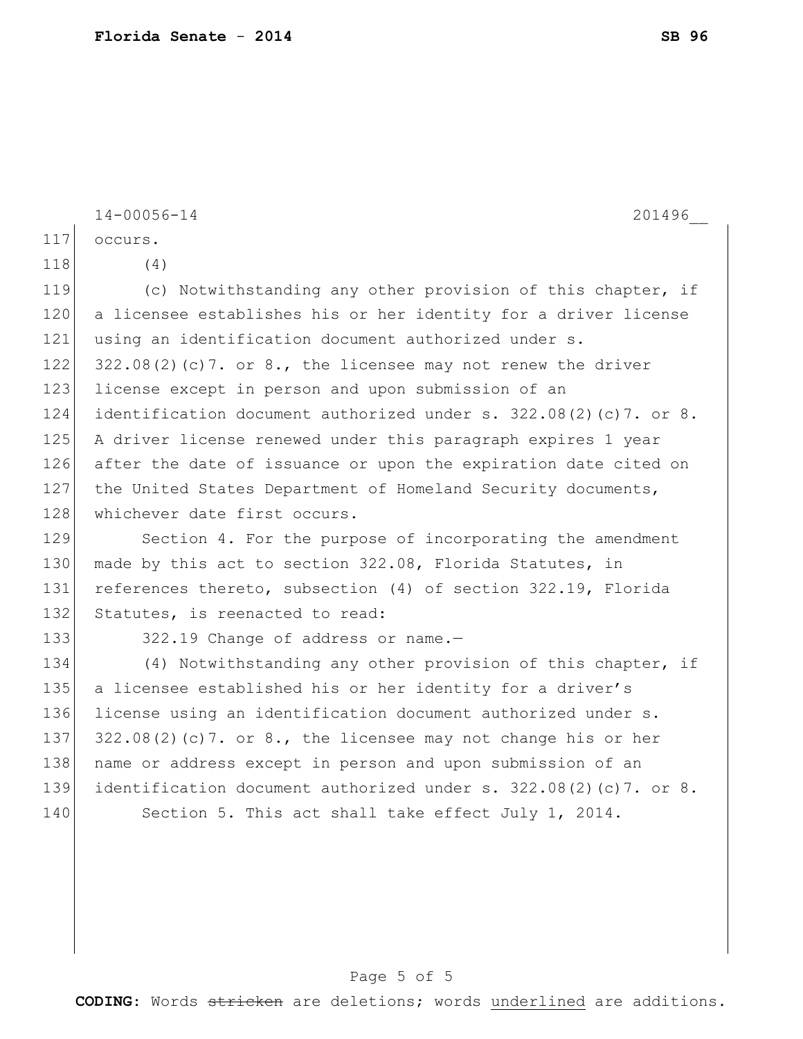occurs.

(4)

(c) Notwithstanding any other provision of this chapter, if a licensee establishes his or her identity for a driver license using an identification document authorized under s. 322.08(2)(c)7. or 8., the licensee may not renew the driver license except in person and upon submission of an identification document authorized under s. 322.08(2)(c)7. or 8. A driver license renewed under this paragraph expires 1 year after the date of issuance or upon the expiration date cited on the United States Department of Homeland Security documents, whichever date first occurs.

Section 4. For the purpose of incorporating the amendment made by this act to section 322.08, Florida Statutes, in references thereto, subsection (4) of section 322.19, Florida Statutes, is reenacted to read:

322.19 Change of address or name.—

(4) Notwithstanding any other provision of this chapter, if a licensee established his or her identity for a driver's license using an identification document authorized under s. 322.08(2)(c)7. or 8., the licensee may not change his or her name or address except in person and upon submission of an identification document authorized under s. 322.08(2)(c)7. or 8.

Section 5. This act shall take effect July 1, 2014.